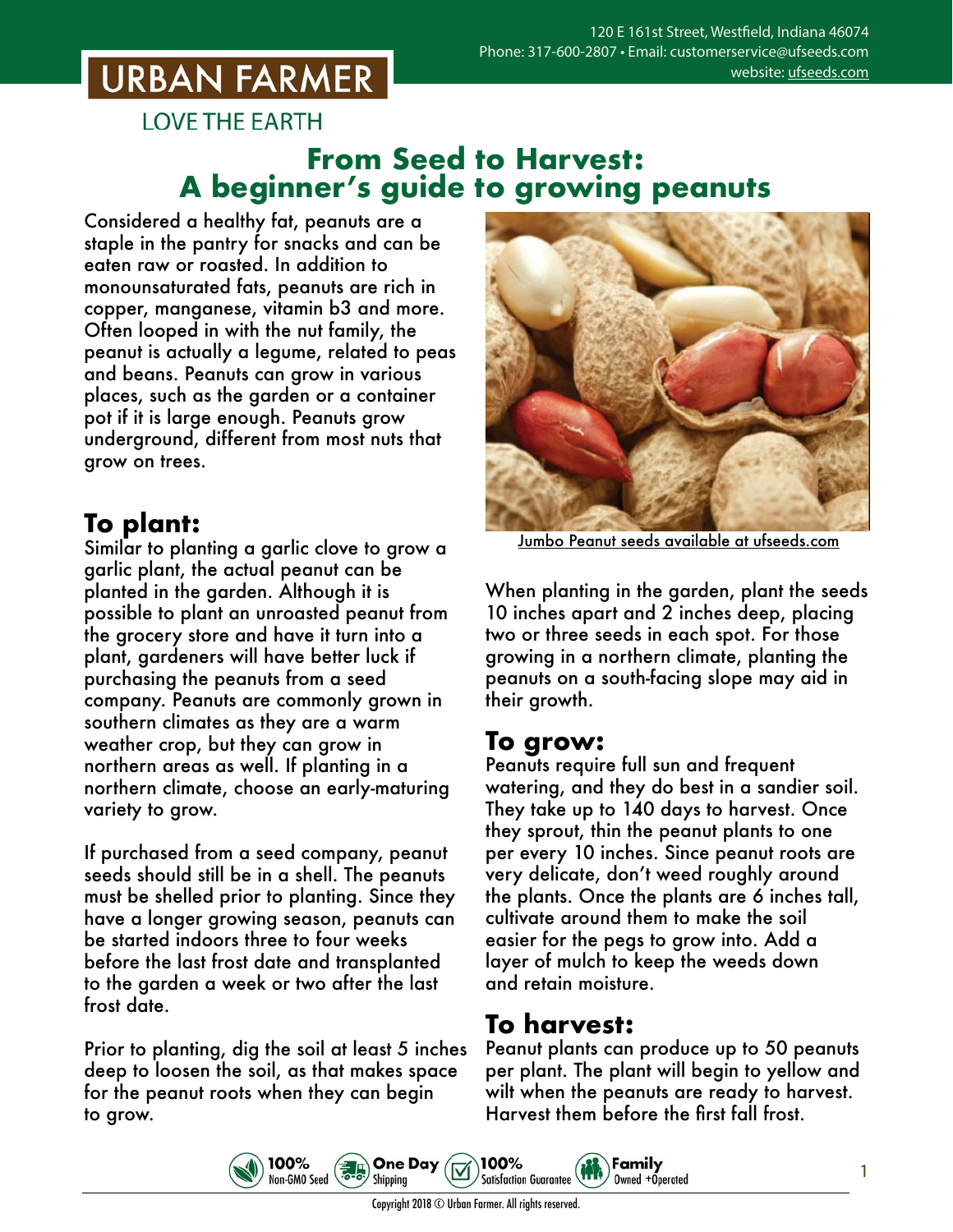120 E 161st Street, Westfield, Indiana 46074
Phone: 317-600-2807 • Email: customerservice@ufseeds.com
website: ufseeds.com

URBAN FARMER

LOVE THE EARTH

# From Seed to Harvest: A beginner's guide to growing peanuts

Considered a healthy fat, peanuts are a staple in the pantry for snacks and can be eaten raw or roasted. In addition to monounsaturated fats, peanuts are rich in copper, manganese, vitamin b3 and more. Often looped in with the nut family, the peanut is actually a legume, related to peas and beans. Peanuts can grow in various places, such as the garden or a container pot if it is large enough. Peanuts grow underground, different from most nuts that grow on trees.

## To plant:

Similar to planting a garlic clove to grow a garlic plant, the actual peanut can be planted in the garden. Although it is possible to plant an unroasted peanut from the grocery store and have it turn into a plant, gardeners will have better luck if purchasing the peanuts from a seed company. Peanuts are commonly grown in southern climates as they are a warm weather crop, but they can grow in northern areas as well. If planting in a northern climate, choose an early-maturing variety to grow.

If purchased from a seed company, peanut seeds should still be in a shell. The peanuts must be shelled prior to planting. Since they have a longer growing season, peanuts can be started indoors three to four weeks before the last frost date and transplanted to the garden a week or two after the last frost date.

Prior to planting, dig the soil at least 5 inches deep to loosen the soil, as that makes space for the peanut roots when they can begin to grow.

Jumbo Peanut seeds available at ufseeds.com

When planting in the garden, plant the seeds 10 inches apart and 2 inches deep, placing two or three seeds in each spot. For those growing in a northern climate, planting the peanuts on a south-facing slope may aid in their growth.

## To grow:

Peanuts require full sun and frequent watering, and they do best in a sandier soil. They take up to 140 days to harvest. Once they sprout, thin the peanut plants to one per every 10 inches. Since peanut roots are very delicate, don't weed roughly around the plants. Once the plants are 6 inches tall, cultivate around them to make the soil easier for the pegs to grow into. Add a layer of mulch to keep the weeds down and retain moisture.

## To harvest:

Peanut plants can produce up to 50 peanuts per plant. The plant will begin to yellow and wilt when the peanuts are ready to harvest. Harvest them before the first fall frost.

100% Non-GMO Seed | One Day Shipping | 100% Satisfaction Guarantee | Family Owned +Operated

Copyright 2018 © Urban Farmer. All rights reserved.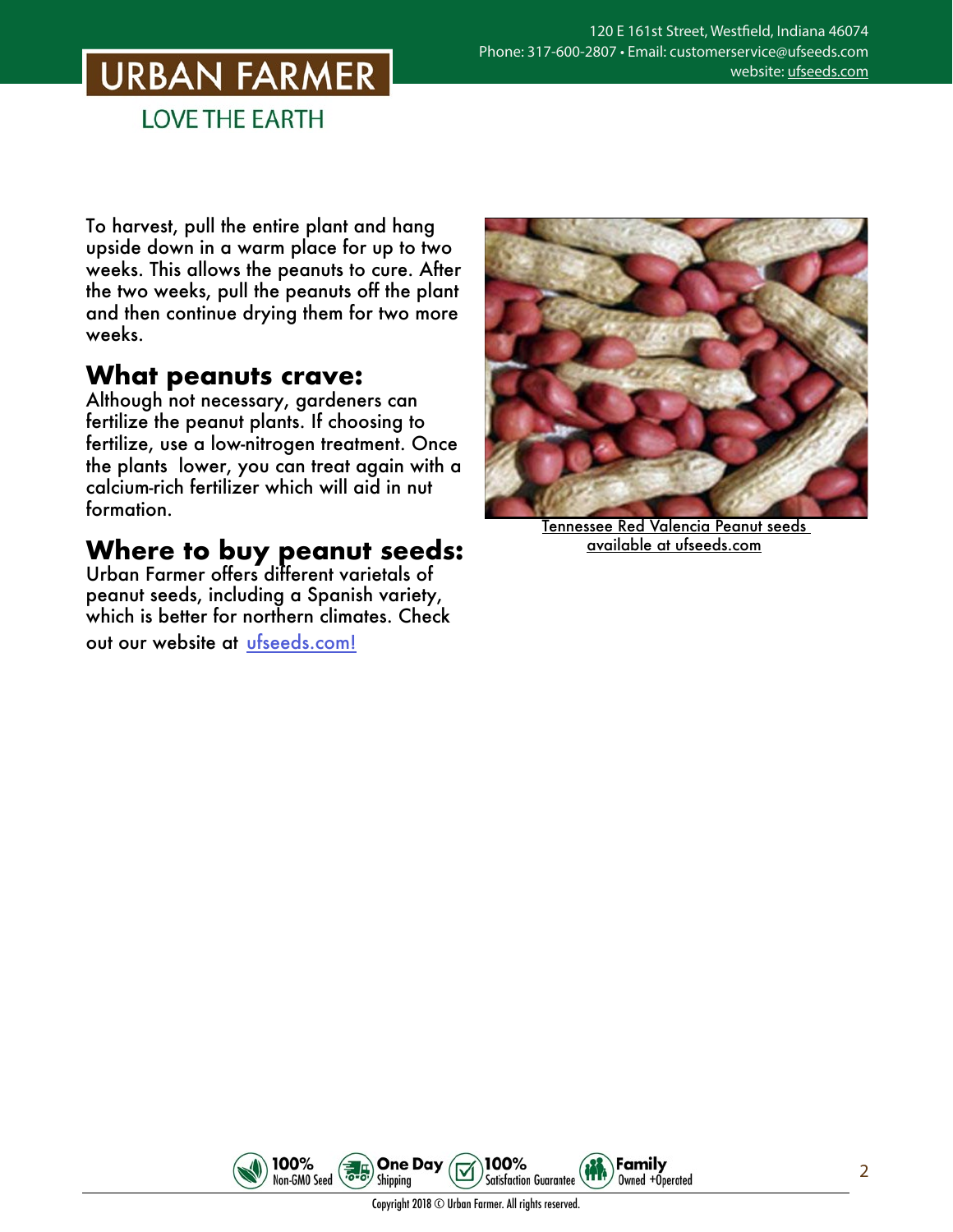To harvest, pull the entire plant and hang upside down in a warm place for up to two weeks. This allows the peanuts to cure. After the two weeks, pull the peanuts off the plant and then continue drying them for two more weeks.

## What peanuts crave:

Although not necessary, gardeners can fertilize the peanut plants. If choosing to fertilize, use a low-nitrogen treatment. Once the plants lower, you can treat again with a calcium-rich fertilizer which will aid in nut formation.

## Where to buy peanut seeds:

Urban Farmer offers different varietals of peanut seeds, including a Spanish variety, which is better for northern climates. Check out our website at ufseeds.com!

Tennessee Red Valencia Peanut seeds available at ufseeds.com